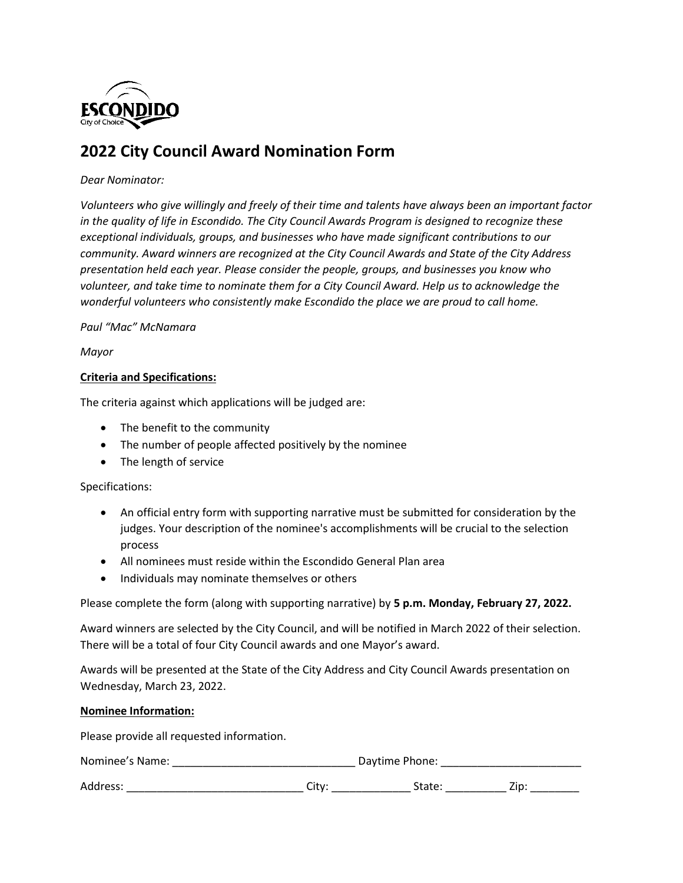ESCONDIDO
City of Choice

# 2022 City Council Award Nomination Form

*Dear Nominator:*

*Volunteers who give willingly and freely of their time and talents have always been an important factor in the quality of life in Escondido. The City Council Awards Program is designed to recognize these exceptional individuals, groups, and businesses who have made significant contributions to our community. Award winners are recognized at the City Council Awards and State of the City Address presentation held each year. Please consider the people, groups, and businesses you know who volunteer, and take time to nominate them for a City Council Award. Help us to acknowledge the wonderful volunteers who consistently make Escondido the place we are proud to call home.*

*Paul "Mac" McNamara*

*Mayor*

**Criteria and Specifications:**

The criteria against which applications will be judged are:

- The benefit to the community
- The number of people affected positively by the nominee
- The length of service

Specifications:

- An official entry form with supporting narrative must be submitted for consideration by the judges. Your description of the nominee's accomplishments will be crucial to the selection process
- All nominees must reside within the Escondido General Plan area
- Individuals may nominate themselves or others

Please complete the form (along with supporting narrative) by **5 p.m. Monday, February 27, 2022.**

Award winners are selected by the City Council, and will be notified in March 2022 of their selection. There will be a total of four City Council awards and one Mayor's award.

Awards will be presented at the State of the City Address and City Council Awards presentation on Wednesday, March 23, 2022.

**Nominee Information:**

Please provide all requested information.

Nominee's Name: ______________________________ Daytime Phone: _______________________

Address: _____________________________ City: _____________ State: __________ Zip: ________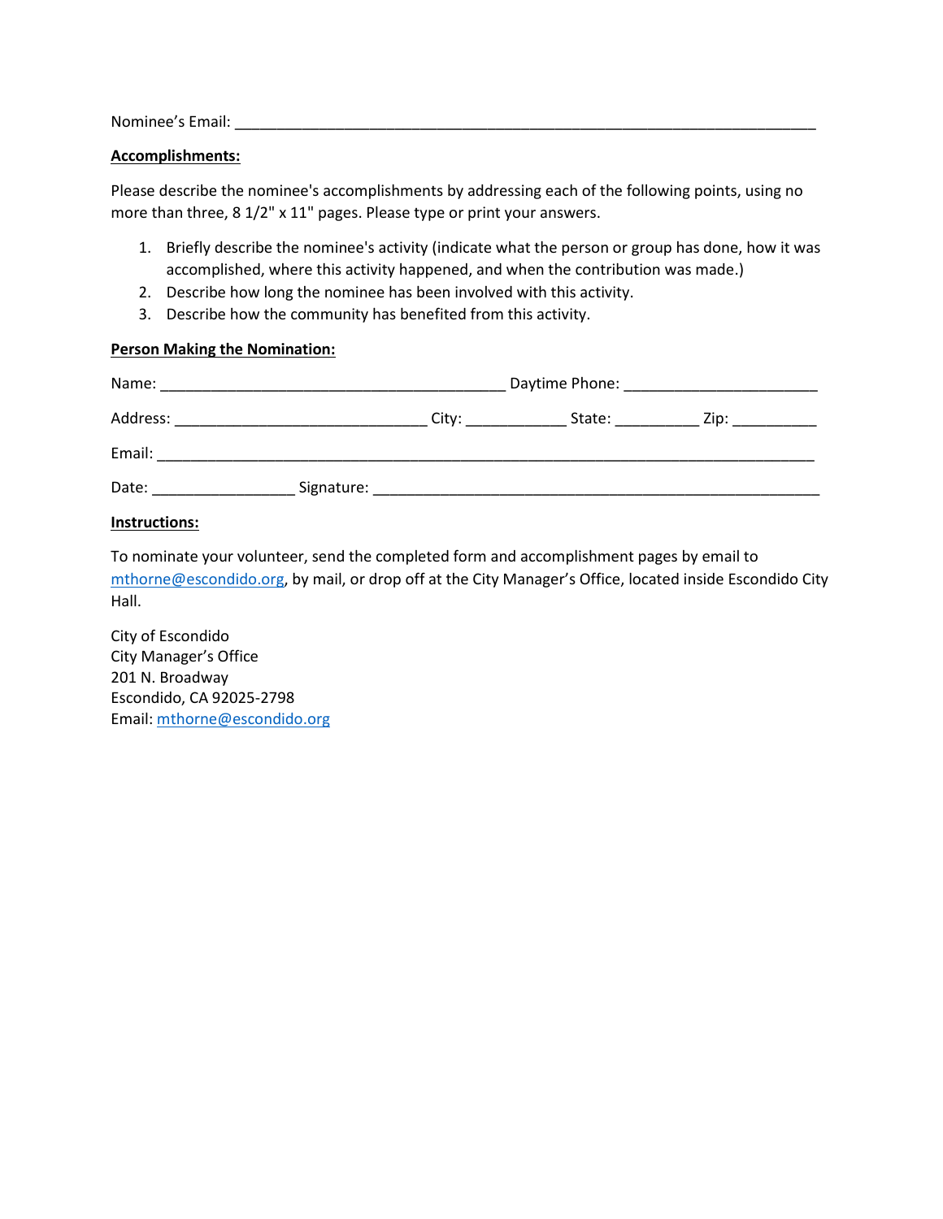Nominee’s Email: ___________________________________________________________________________

**Accomplishments:**

Please describe the nominee's accomplishments by addressing each of the following points, using no more than three, 8 1/2" x 11" pages. Please type or print your answers.

1. Briefly describe the nominee's activity (indicate what the person or group has done, how it was accomplished, where this activity happened, and when the contribution was made.)
2. Describe how long the nominee has been involved with this activity.
3. Describe how the community has benefited from this activity.

**Person Making the Nomination:**

Name: _____________________________________________ Daytime Phone: _________________________

Address: ________________________________ City: ____________ State: __________ Zip: __________

Email: ___________________________________________________________________________________

Date: __________________ Signature: _________________________________________________________

**Instructions:**

To nominate your volunteer, send the completed form and accomplishment pages by email to mthorne@escondido.org, by mail, or drop off at the City Manager’s Office, located inside Escondido City Hall.

City of Escondido
City Manager’s Office
201 N. Broadway
Escondido, CA 92025-2798
Email: mthorne@escondido.org